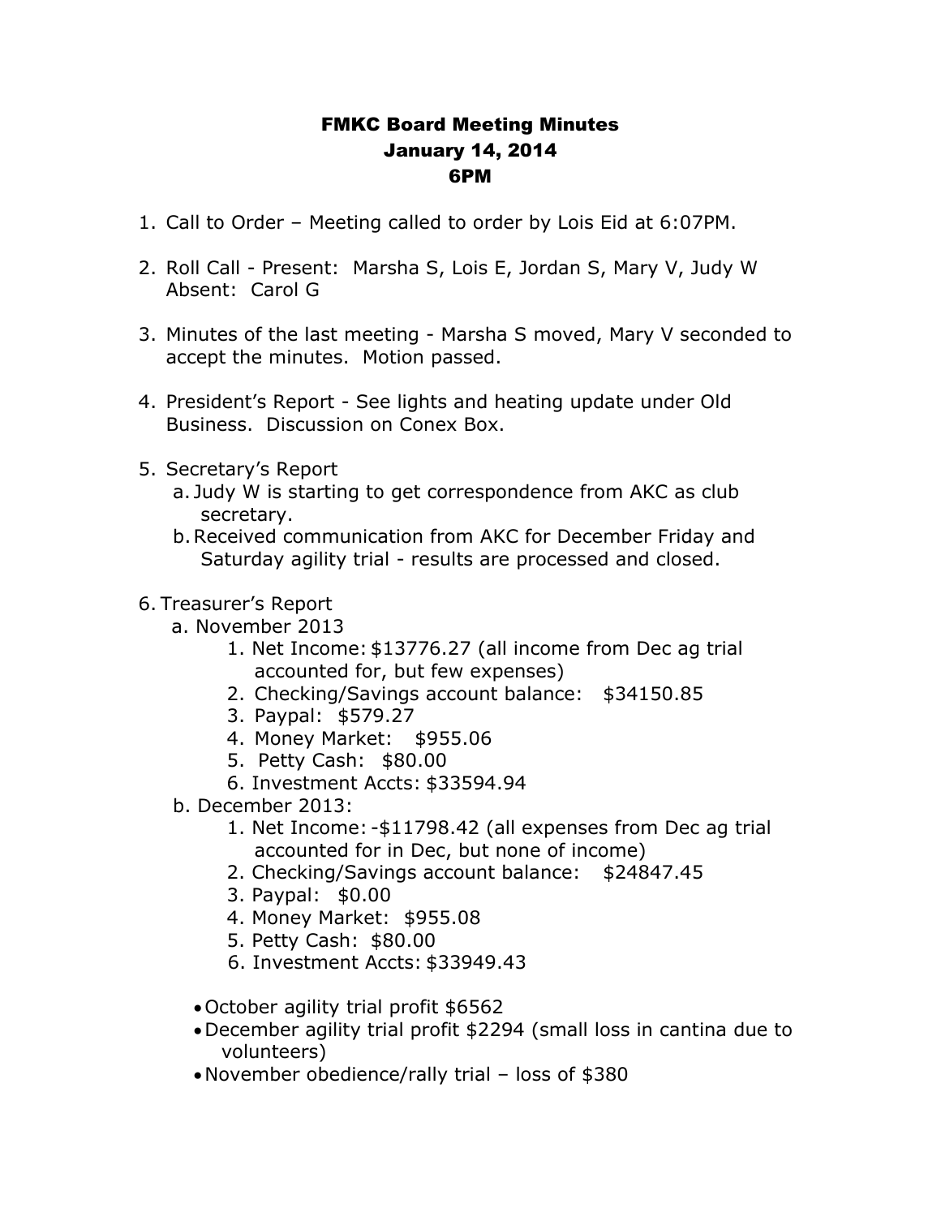# FMKC Board Meeting Minutes
## January 14, 2014
## 6PM

1. Call to Order – Meeting called to order by Lois Eid at 6:07PM.

2. Roll Call - Present: Marsha S, Lois E, Jordan S, Mary V, Judy W
   Absent: Carol G

3. Minutes of the last meeting - Marsha S moved, Mary V seconded to accept the minutes. Motion passed.

4. President's Report - See lights and heating update under Old Business. Discussion on Conex Box.

5. Secretary's Report
   a. Judy W is starting to get correspondence from AKC as club secretary.
   b. Received communication from AKC for December Friday and Saturday agility trial - results are processed and closed.

6. Treasurer's Report
   a. November 2013
      1. Net Income: $13776.27 (all income from Dec ag trial accounted for, but few expenses)
      2. Checking/Savings account balance: $34150.85
      3. Paypal: $579.27
      4. Money Market: $955.06
      5. Petty Cash: $80.00
      6. Investment Accts: $33594.94
   b. December 2013:
      1. Net Income: -$11798.42 (all expenses from Dec ag trial accounted for in Dec, but none of income)
      2. Checking/Savings account balance: $24847.45
      3. Paypal: $0.00
      4. Money Market: $955.08
      5. Petty Cash: $80.00
      6. Investment Accts: $33949.43

   - October agility trial profit $6562
   - December agility trial profit $2294 (small loss in cantina due to volunteers)
   - November obedience/rally trial – loss of $380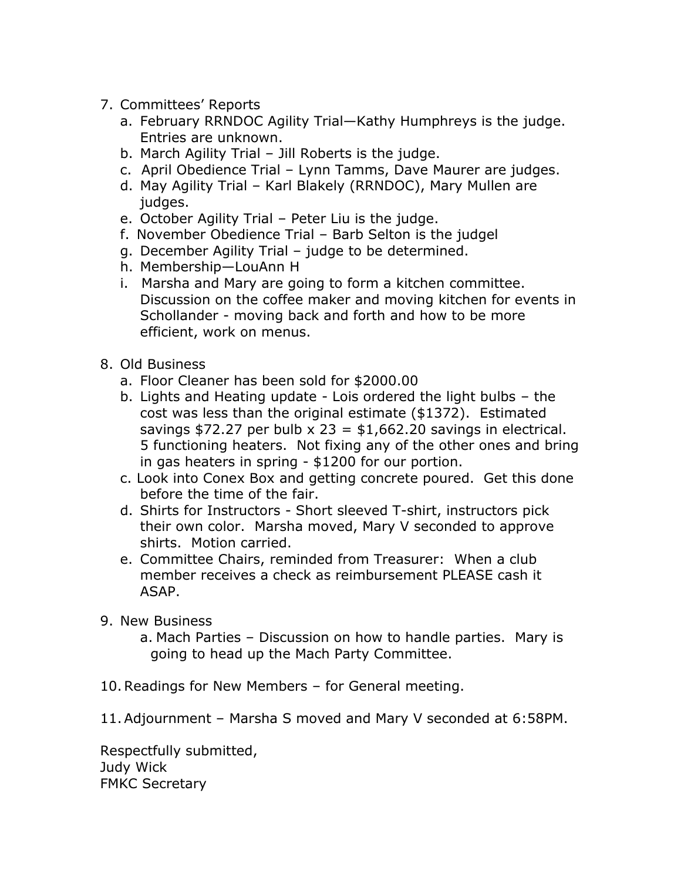7. Committees' Reports
   a. February RRNDOC Agility Trial—Kathy Humphreys is the judge. Entries are unknown.
   b. March Agility Trial – Jill Roberts is the judge.
   c. April Obedience Trial – Lynn Tamms, Dave Maurer are judges.
   d. May Agility Trial – Karl Blakely (RRNDOC), Mary Mullen are judges.
   e. October Agility Trial – Peter Liu is the judge.
   f. November Obedience Trial – Barb Selton is the judgel
   g. December Agility Trial – judge to be determined.
   h. Membership—LouAnn H
   i. Marsha and Mary are going to form a kitchen committee. Discussion on the coffee maker and moving kitchen for events in Schollander - moving back and forth and how to be more efficient, work on menus.

8. Old Business
   a. Floor Cleaner has been sold for $2000.00
   b. Lights and Heating update - Lois ordered the light bulbs – the cost was less than the original estimate ($1372). Estimated savings $72.27 per bulb x 23 = $1,662.20 savings in electrical. 5 functioning heaters. Not fixing any of the other ones and bring in gas heaters in spring - $1200 for our portion.
   c. Look into Conex Box and getting concrete poured. Get this done before the time of the fair.
   d. Shirts for Instructors - Short sleeved T-shirt, instructors pick their own color. Marsha moved, Mary V seconded to approve shirts. Motion carried.
   e. Committee Chairs, reminded from Treasurer: When a club member receives a check as reimbursement PLEASE cash it ASAP.

9. New Business
   a. Mach Parties – Discussion on how to handle parties. Mary is going to head up the Mach Party Committee.

10. Readings for New Members – for General meeting.

11. Adjournment – Marsha S moved and Mary V seconded at 6:58PM.

Respectfully submitted,
Judy Wick
FMKC Secretary